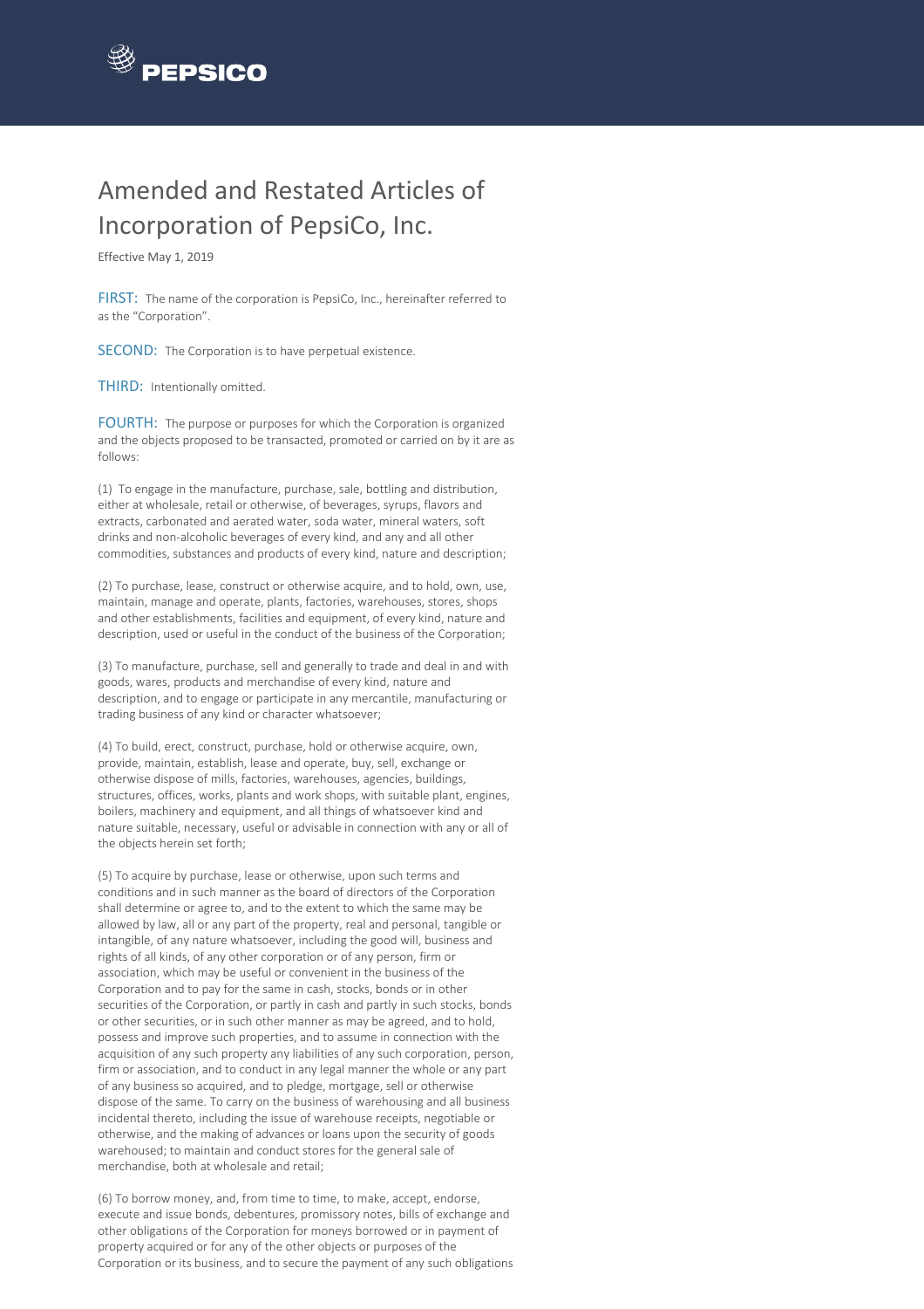PEPSICO

# Amended and Restated Articles of Incorporation of PepsiCo, Inc.

Effective May 1, 2019

FIRST: The name of the corporation is PepsiCo, Inc., hereinafter referred to as the "Corporation".

SECOND: The Corporation is to have perpetual existence.

THIRD: Intentionally omitted.

FOURTH: The purpose or purposes for which the Corporation is organized and the objects proposed to be transacted, promoted or carried on by it are as follows:

(1) To engage in the manufacture, purchase, sale, bottling and distribution, either at wholesale, retail or otherwise, of beverages, syrups, flavors and extracts, carbonated and aerated water, soda water, mineral waters, soft drinks and non-alcoholic beverages of every kind, and any and all other commodities, substances and products of every kind, nature and description;

(2) To purchase, lease, construct or otherwise acquire, and to hold, own, use, maintain, manage and operate, plants, factories, warehouses, stores, shops and other establishments, facilities and equipment, of every kind, nature and description, used or useful in the conduct of the business of the Corporation;

(3) To manufacture, purchase, sell and generally to trade and deal in and with goods, wares, products and merchandise of every kind, nature and description, and to engage or participate in any mercantile, manufacturing or trading business of any kind or character whatsoever;

(4) To build, erect, construct, purchase, hold or otherwise acquire, own, provide, maintain, establish, lease and operate, buy, sell, exchange or otherwise dispose of mills, factories, warehouses, agencies, buildings, structures, offices, works, plants and work shops, with suitable plant, engines, boilers, machinery and equipment, and all things of whatsoever kind and nature suitable, necessary, useful or advisable in connection with any or all of the objects herein set forth;

(5) To acquire by purchase, lease or otherwise, upon such terms and conditions and in such manner as the board of directors of the Corporation shall determine or agree to, and to the extent to which the same may be allowed by law, all or any part of the property, real and personal, tangible or intangible, of any nature whatsoever, including the good will, business and rights of all kinds, of any other corporation or of any person, firm or association, which may be useful or convenient in the business of the Corporation and to pay for the same in cash, stocks, bonds or in other securities of the Corporation, or partly in cash and partly in such stocks, bonds or other securities, or in such other manner as may be agreed, and to hold, possess and improve such properties, and to assume in connection with the acquisition of any such property any liabilities of any such corporation, person, firm or association, and to conduct in any legal manner the whole or any part of any business so acquired, and to pledge, mortgage, sell or otherwise dispose of the same. To carry on the business of warehousing and all business incidental thereto, including the issue of warehouse receipts, negotiable or otherwise, and the making of advances or loans upon the security of goods warehoused; to maintain and conduct stores for the general sale of merchandise, both at wholesale and retail;

(6) To borrow money, and, from time to time, to make, accept, endorse, execute and issue bonds, debentures, promissory notes, bills of exchange and other obligations of the Corporation for moneys borrowed or in payment of property acquired or for any of the other objects or purposes of the Corporation or its business, and to secure the payment of any such obligations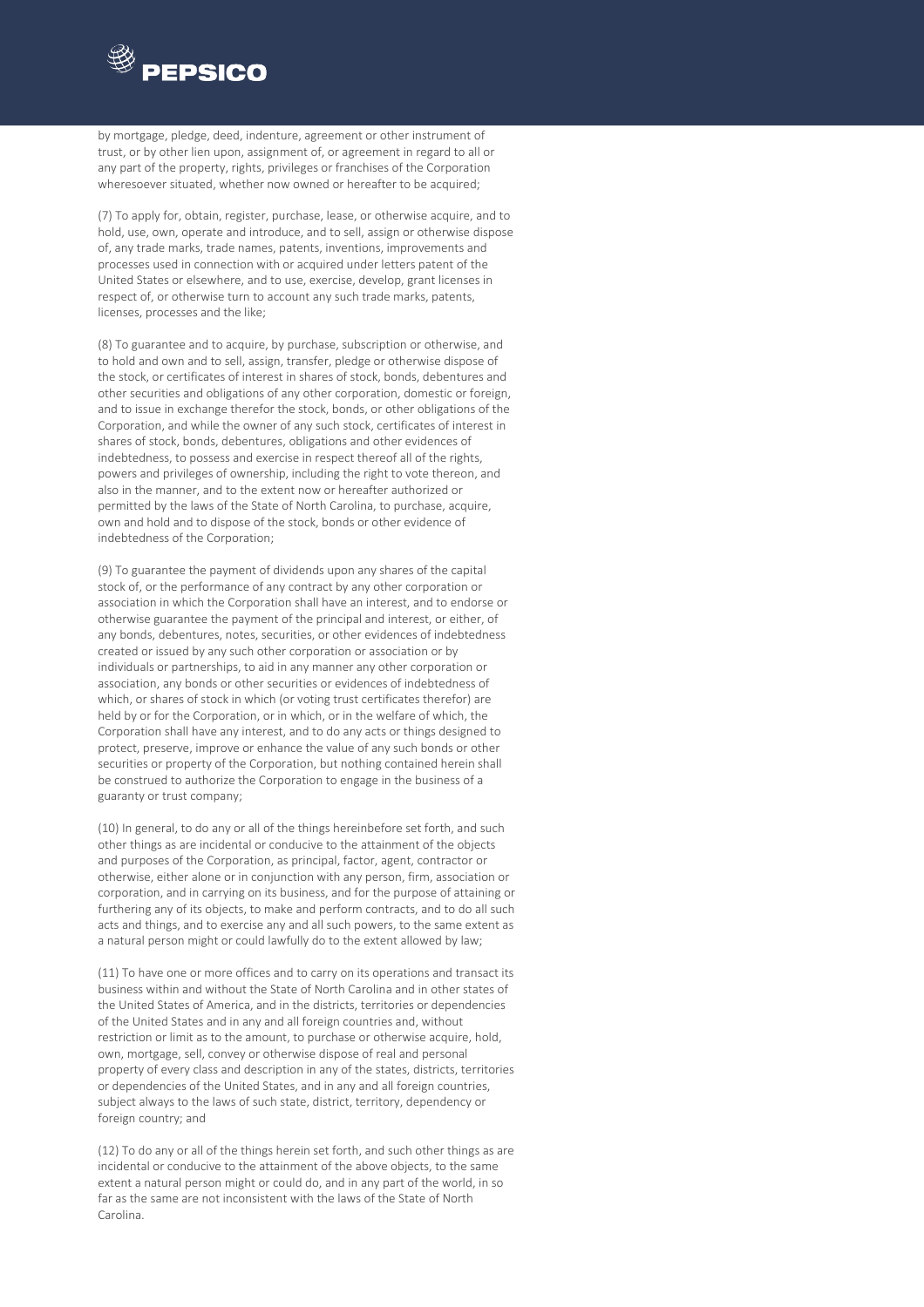by mortgage, pledge, deed, indenture, agreement or other instrument of trust, or by other lien upon, assignment of, or agreement in regard to all or any part of the property, rights, privileges or franchises of the Corporation wheresoever situated, whether now owned or hereafter to be acquired;

(7) To apply for, obtain, register, purchase, lease, or otherwise acquire, and to hold, use, own, operate and introduce, and to sell, assign or otherwise dispose of, any trade marks, trade names, patents, inventions, improvements and processes used in connection with or acquired under letters patent of the United States or elsewhere, and to use, exercise, develop, grant licenses in respect of, or otherwise turn to account any such trade marks, patents, licenses, processes and the like;

(8) To guarantee and to acquire, by purchase, subscription or otherwise, and to hold and own and to sell, assign, transfer, pledge or otherwise dispose of the stock, or certificates of interest in shares of stock, bonds, debentures and other securities and obligations of any other corporation, domestic or foreign, and to issue in exchange therefor the stock, bonds, or other obligations of the Corporation, and while the owner of any such stock, certificates of interest in shares of stock, bonds, debentures, obligations and other evidences of indebtedness, to possess and exercise in respect thereof all of the rights, powers and privileges of ownership, including the right to vote thereon, and also in the manner, and to the extent now or hereafter authorized or permitted by the laws of the State of North Carolina, to purchase, acquire, own and hold and to dispose of the stock, bonds or other evidence of indebtedness of the Corporation;

(9) To guarantee the payment of dividends upon any shares of the capital stock of, or the performance of any contract by any other corporation or association in which the Corporation shall have an interest, and to endorse or otherwise guarantee the payment of the principal and interest, or either, of any bonds, debentures, notes, securities, or other evidences of indebtedness created or issued by any such other corporation or association or by individuals or partnerships, to aid in any manner any other corporation or association, any bonds or other securities or evidences of indebtedness of which, or shares of stock in which (or voting trust certificates therefor) are held by or for the Corporation, or in which, or in the welfare of which, the Corporation shall have any interest, and to do any acts or things designed to protect, preserve, improve or enhance the value of any such bonds or other securities or property of the Corporation, but nothing contained herein shall be construed to authorize the Corporation to engage in the business of a guaranty or trust company;

(10) In general, to do any or all of the things hereinbefore set forth, and such other things as are incidental or conducive to the attainment of the objects and purposes of the Corporation, as principal, factor, agent, contractor or otherwise, either alone or in conjunction with any person, firm, association or corporation, and in carrying on its business, and for the purpose of attaining or furthering any of its objects, to make and perform contracts, and to do all such acts and things, and to exercise any and all such powers, to the same extent as a natural person might or could lawfully do to the extent allowed by law;

(11) To have one or more offices and to carry on its operations and transact its business within and without the State of North Carolina and in other states of the United States of America, and in the districts, territories or dependencies of the United States and in any and all foreign countries and, without restriction or limit as to the amount, to purchase or otherwise acquire, hold, own, mortgage, sell, convey or otherwise dispose of real and personal property of every class and description in any of the states, districts, territories or dependencies of the United States, and in any and all foreign countries, subject always to the laws of such state, district, territory, dependency or foreign country; and

(12) To do any or all of the things herein set forth, and such other things as are incidental or conducive to the attainment of the above objects, to the same extent a natural person might or could do, and in any part of the world, in so far as the same are not inconsistent with the laws of the State of North Carolina.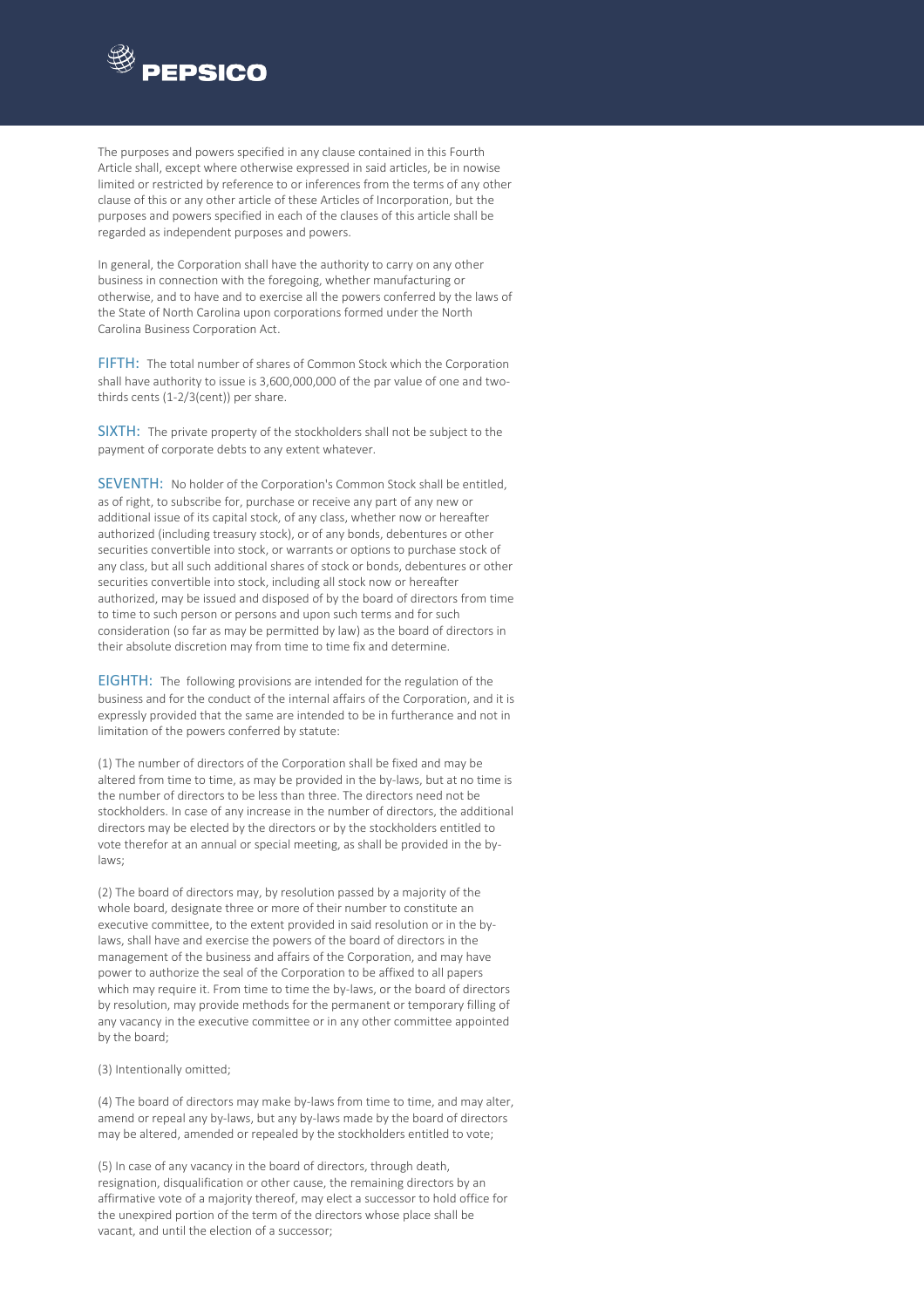The purposes and powers specified in any clause contained in this Fourth Article shall, except where otherwise expressed in said articles, be in nowise limited or restricted by reference to or inferences from the terms of any other clause of this or any other article of these Articles of Incorporation, but the purposes and powers specified in each of the clauses of this article shall be regarded as independent purposes and powers.

In general, the Corporation shall have the authority to carry on any other business in connection with the foregoing, whether manufacturing or otherwise, and to have and to exercise all the powers conferred by the laws of the State of North Carolina upon corporations formed under the North Carolina Business Corporation Act.

FIFTH: The total number of shares of Common Stock which the Corporation shall have authority to issue is 3,600,000,000 of the par value of one and two-thirds cents (1-2/3(cent)) per share.

SIXTH: The private property of the stockholders shall not be subject to the payment of corporate debts to any extent whatever.

SEVENTH: No holder of the Corporation's Common Stock shall be entitled, as of right, to subscribe for, purchase or receive any part of any new or additional issue of its capital stock, of any class, whether now or hereafter authorized (including treasury stock), or of any bonds, debentures or other securities convertible into stock, or warrants or options to purchase stock of any class, but all such additional shares of stock or bonds, debentures or other securities convertible into stock, including all stock now or hereafter authorized, may be issued and disposed of by the board of directors from time to time to such person or persons and upon such terms and for such consideration (so far as may be permitted by law) as the board of directors in their absolute discretion may from time to time fix and determine.

EIGHTH: The following provisions are intended for the regulation of the business and for the conduct of the internal affairs of the Corporation, and it is expressly provided that the same are intended to be in furtherance and not in limitation of the powers conferred by statute:

(1) The number of directors of the Corporation shall be fixed and may be altered from time to time, as may be provided in the by-laws, but at no time is the number of directors to be less than three. The directors need not be stockholders. In case of any increase in the number of directors, the additional directors may be elected by the directors or by the stockholders entitled to vote therefor at an annual or special meeting, as shall be provided in the by-laws;

(2) The board of directors may, by resolution passed by a majority of the whole board, designate three or more of their number to constitute an executive committee, to the extent provided in said resolution or in the by-laws, shall have and exercise the powers of the board of directors in the management of the business and affairs of the Corporation, and may have power to authorize the seal of the Corporation to be affixed to all papers which may require it. From time to time the by-laws, or the board of directors by resolution, may provide methods for the permanent or temporary filling of any vacancy in the executive committee or in any other committee appointed by the board;

(3) Intentionally omitted;

(4) The board of directors may make by-laws from time to time, and may alter, amend or repeal any by-laws, but any by-laws made by the board of directors may be altered, amended or repealed by the stockholders entitled to vote;

(5) In case of any vacancy in the board of directors, through death, resignation, disqualification or other cause, the remaining directors by an affirmative vote of a majority thereof, may elect a successor to hold office for the unexpired portion of the term of the directors whose place shall be vacant, and until the election of a successor;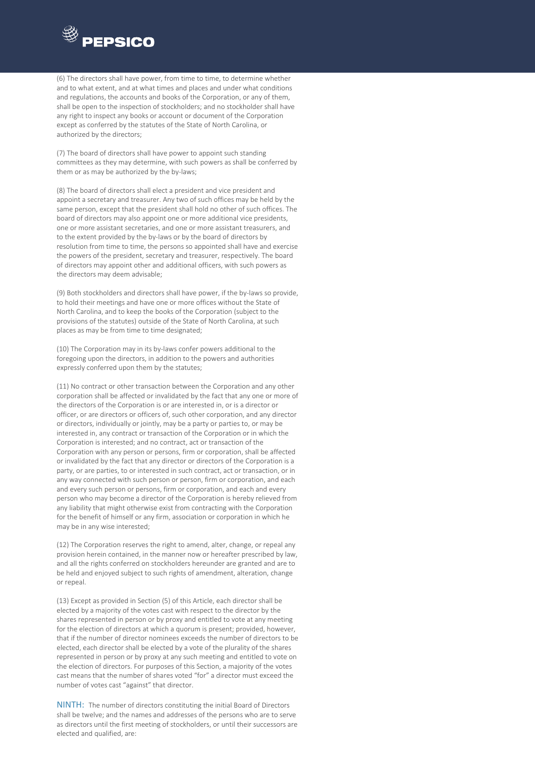(6) The directors shall have power, from time to time, to determine whether and to what extent, and at what times and places and under what conditions and regulations, the accounts and books of the Corporation, or any of them, shall be open to the inspection of stockholders; and no stockholder shall have any right to inspect any books or account or document of the Corporation except as conferred by the statutes of the State of North Carolina, or authorized by the directors;

(7) The board of directors shall have power to appoint such standing committees as they may determine, with such powers as shall be conferred by them or as may be authorized by the by-laws;

(8) The board of directors shall elect a president and vice president and appoint a secretary and treasurer. Any two of such offices may be held by the same person, except that the president shall hold no other of such offices. The board of directors may also appoint one or more additional vice presidents, one or more assistant secretaries, and one or more assistant treasurers, and to the extent provided by the by-laws or by the board of directors by resolution from time to time, the persons so appointed shall have and exercise the powers of the president, secretary and treasurer, respectively. The board of directors may appoint other and additional officers, with such powers as the directors may deem advisable;

(9) Both stockholders and directors shall have power, if the by-laws so provide, to hold their meetings and have one or more offices without the State of North Carolina, and to keep the books of the Corporation (subject to the provisions of the statutes) outside of the State of North Carolina, at such places as may be from time to time designated;

(10) The Corporation may in its by-laws confer powers additional to the foregoing upon the directors, in addition to the powers and authorities expressly conferred upon them by the statutes;

(11) No contract or other transaction between the Corporation and any other corporation shall be affected or invalidated by the fact that any one or more of the directors of the Corporation is or are interested in, or is a director or officer, or are directors or officers of, such other corporation, and any director or directors, individually or jointly, may be a party or parties to, or may be interested in, any contract or transaction of the Corporation or in which the Corporation is interested; and no contract, act or transaction of the Corporation with any person or persons, firm or corporation, shall be affected or invalidated by the fact that any director or directors of the Corporation is a party, or are parties, to or interested in such contract, act or transaction, or in any way connected with such person or person, firm or corporation, and each and every such person or persons, firm or corporation, and each and every person who may become a director of the Corporation is hereby relieved from any liability that might otherwise exist from contracting with the Corporation for the benefit of himself or any firm, association or corporation in which he may be in any wise interested;

(12) The Corporation reserves the right to amend, alter, change, or repeal any provision herein contained, in the manner now or hereafter prescribed by law, and all the rights conferred on stockholders hereunder are granted and are to be held and enjoyed subject to such rights of amendment, alteration, change or repeal.

(13) Except as provided in Section (5) of this Article, each director shall be elected by a majority of the votes cast with respect to the director by the shares represented in person or by proxy and entitled to vote at any meeting for the election of directors at which a quorum is present; provided, however, that if the number of director nominees exceeds the number of directors to be elected, each director shall be elected by a vote of the plurality of the shares represented in person or by proxy at any such meeting and entitled to vote on the election of directors. For purposes of this Section, a majority of the votes cast means that the number of shares voted "for" a director must exceed the number of votes cast "against" that director.

NINTH: The number of directors constituting the initial Board of Directors shall be twelve; and the names and addresses of the persons who are to serve as directors until the first meeting of stockholders, or until their successors are elected and qualified, are: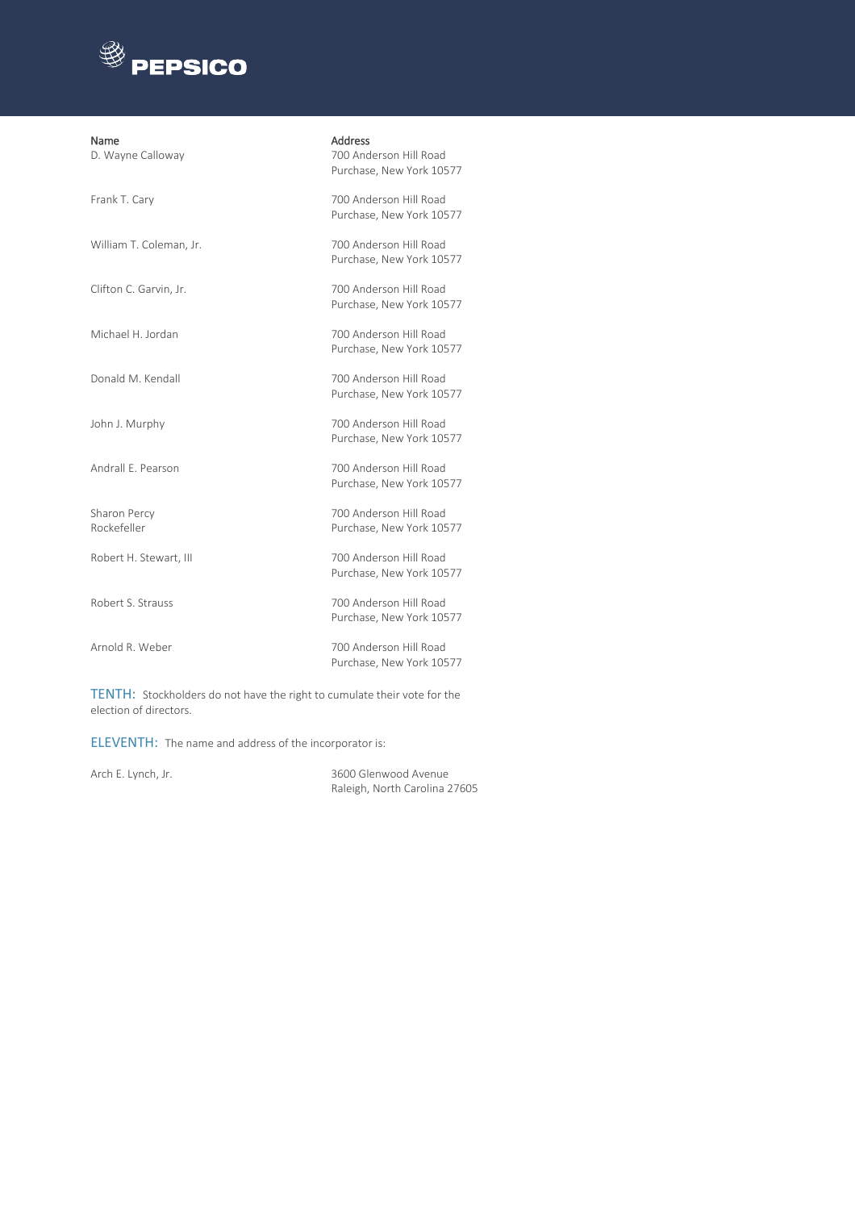| Name | Address |
| --- | --- |
| D. Wayne Calloway | 700 Anderson Hill Road<br>Purchase, New York 10577 |
| Frank T. Cary | 700 Anderson Hill Road<br>Purchase, New York 10577 |
| William T. Coleman, Jr. | 700 Anderson Hill Road<br>Purchase, New York 10577 |
| Clifton C. Garvin, Jr. | 700 Anderson Hill Road<br>Purchase, New York 10577 |
| Michael H. Jordan | 700 Anderson Hill Road<br>Purchase, New York 10577 |
| Donald M. Kendall | 700 Anderson Hill Road<br>Purchase, New York 10577 |
| John J. Murphy | 700 Anderson Hill Road<br>Purchase, New York 10577 |
| Andrall E. Pearson | 700 Anderson Hill Road<br>Purchase, New York 10577 |
| Sharon Percy Rockefeller | 700 Anderson Hill Road<br>Purchase, New York 10577 |
| Robert H. Stewart, III | 700 Anderson Hill Road<br>Purchase, New York 10577 |
| Robert S. Strauss | 700 Anderson Hill Road<br>Purchase, New York 10577 |
| Arnold R. Weber | 700 Anderson Hill Road<br>Purchase, New York 10577 |

TENTH: Stockholders do not have the right to cumulate their vote for the election of directors.

ELEVENTH: The name and address of the incorporator is:

| | |
| --- | --- |
| Arch E. Lynch, Jr. | 3600 Glenwood Avenue<br>Raleigh, North Carolina 27605 |